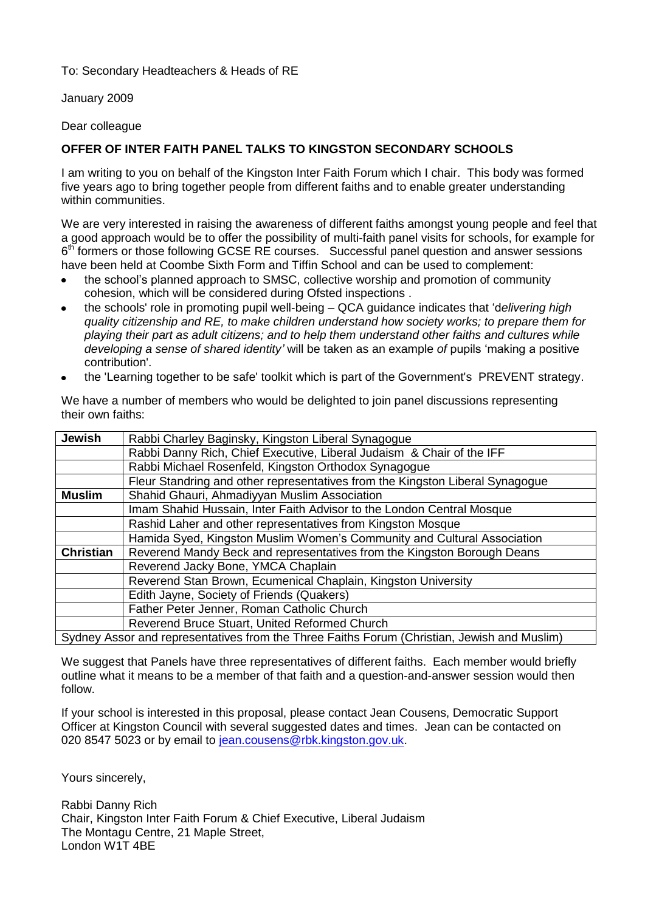To: Secondary Headteachers & Heads of RE

January 2009

Dear colleague

**OFFER OF INTER FAITH PANEL TALKS TO KINGSTON SECONDARY SCHOOLS**

I am writing to you on behalf of the Kingston Inter Faith Forum which I chair. This body was formed five years ago to bring together people from different faiths and to enable greater understanding within communities.

We are very interested in raising the awareness of different faiths amongst young people and feel that a good approach would be to offer the possibility of multi-faith panel visits for schools, for example for 6th formers or those following GCSE RE courses. Successful panel question and answer sessions have been held at Coombe Sixth Form and Tiffin School and can be used to complement:

- the school's planned approach to SMSC, collective worship and promotion of community cohesion, which will be considered during Ofsted inspections .
- the schools' role in promoting pupil well-being – QCA guidance indicates that '*delivering high quality citizenship and RE, to make children understand how society works; to prepare them for playing their part as adult citizens; and to help them understand other faiths and cultures while developing a sense of shared identity'* will be taken as an example *of* pupils 'making a positive contribution'.
- the 'Learning together to be safe' toolkit which is part of the Government's PREVENT strategy.

We have a number of members who would be delighted to join panel discussions representing their own faiths:

| | |
|---|---|
| **Jewish** | Rabbi Charley Baginsky, Kingston Liberal Synagogue |
| | Rabbi Danny Rich, Chief Executive, Liberal Judaism & Chair of the IFF |
| | Rabbi Michael Rosenfeld, Kingston Orthodox Synagogue |
| | Fleur Standring and other representatives from the Kingston Liberal Synagogue |
| **Muslim** | Shahid Ghauri, Ahmadiyyan Muslim Association |
| | Imam Shahid Hussain, Inter Faith Advisor to the London Central Mosque |
| | Rashid Laher and other representatives from Kingston Mosque |
| | Hamida Syed, Kingston Muslim Women's Community and Cultural Association |
| **Christian** | Reverend Mandy Beck and representatives from the Kingston Borough Deans |
| | Reverend Jacky Bone, YMCA Chaplain |
| | Reverend Stan Brown, Ecumenical Chaplain, Kingston University |
| | Edith Jayne, Society of Friends (Quakers) |
| | Father Peter Jenner, Roman Catholic Church |
| | Reverend Bruce Stuart, United Reformed Church |
| Sydney Assor and representatives from the Three Faiths Forum (Christian, Jewish and Muslim) | |

We suggest that Panels have three representatives of different faiths. Each member would briefly outline what it means to be a member of that faith and a question-and-answer session would then follow.

If your school is interested in this proposal, please contact Jean Cousens, Democratic Support Officer at Kingston Council with several suggested dates and times. Jean can be contacted on 020 8547 5023 or by email to jean.cousens@rbk.kingston.gov.uk.

Yours sincerely,

Rabbi Danny Rich
Chair, Kingston Inter Faith Forum & Chief Executive, Liberal Judaism
The Montagu Centre, 21 Maple Street,
London W1T 4BE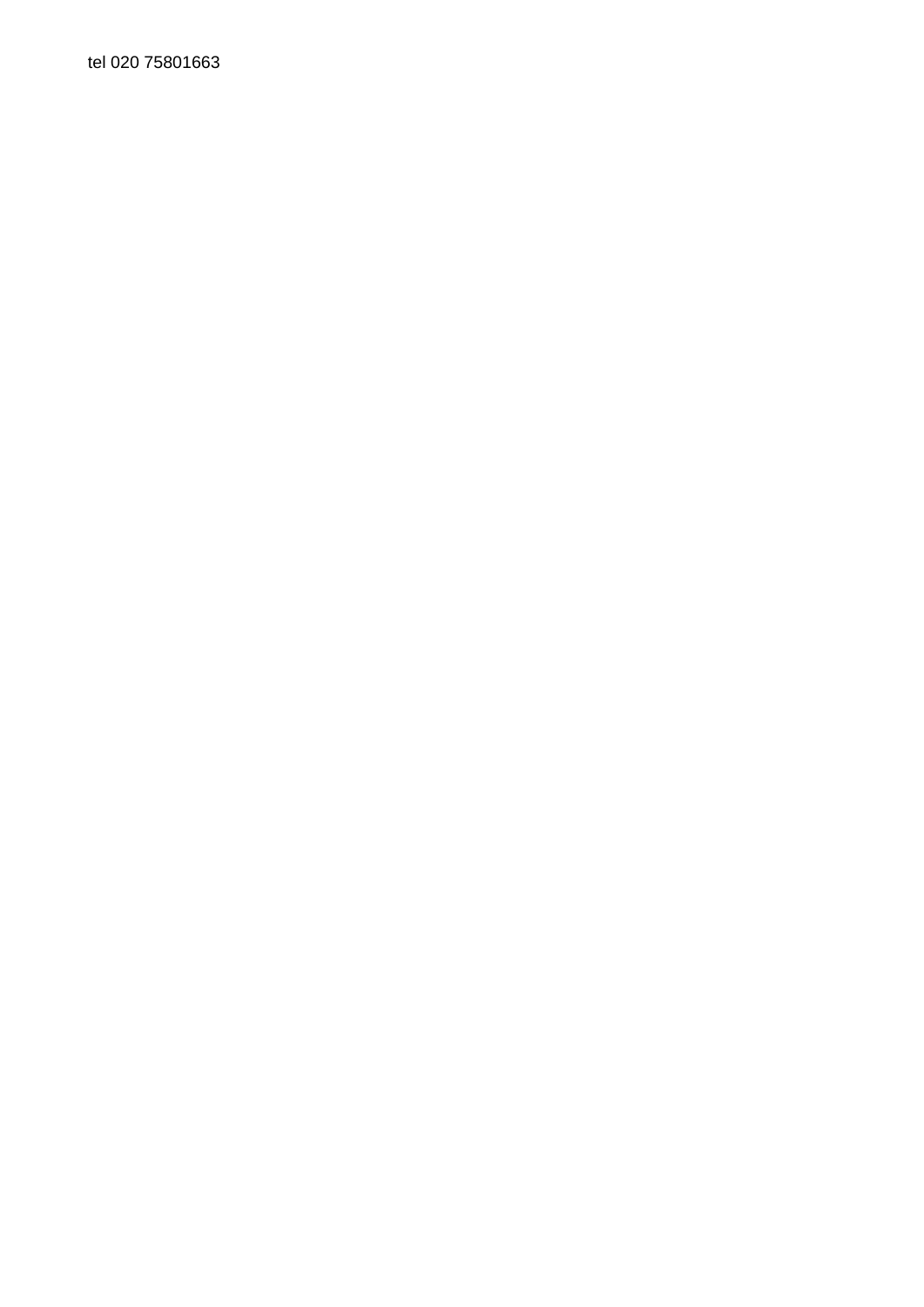tel 020 75801663